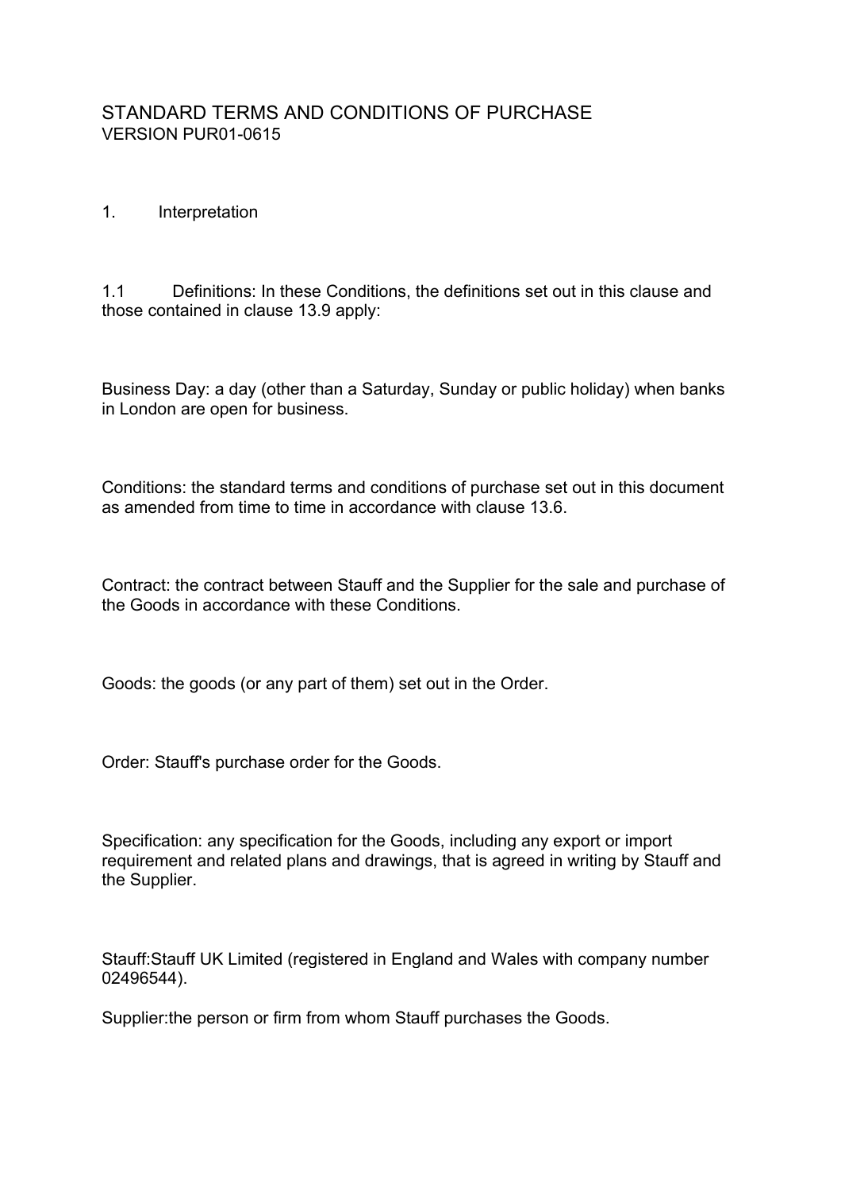# STANDARD TERMS AND CONDITIONS OF PURCHASE

VERSION PUR01-0615

## 1. Interpretation

1.1 Definitions: In these Conditions, the definitions set out in this clause and those contained in clause 13.9 apply:

Business Day: a day (other than a Saturday, Sunday or public holiday) when banks in London are open for business.

Conditions: the standard terms and conditions of purchase set out in this document as amended from time to time in accordance with clause 13.6.

Contract: the contract between Stauff and the Supplier for the sale and purchase of the Goods in accordance with these Conditions.

Goods: the goods (or any part of them) set out in the Order.

Order: Stauff's purchase order for the Goods.

Specification: any specification for the Goods, including any export or import requirement and related plans and drawings, that is agreed in writing by Stauff and the Supplier.

Stauff:Stauff UK Limited (registered in England and Wales with company number 02496544).

Supplier:the person or firm from whom Stauff purchases the Goods.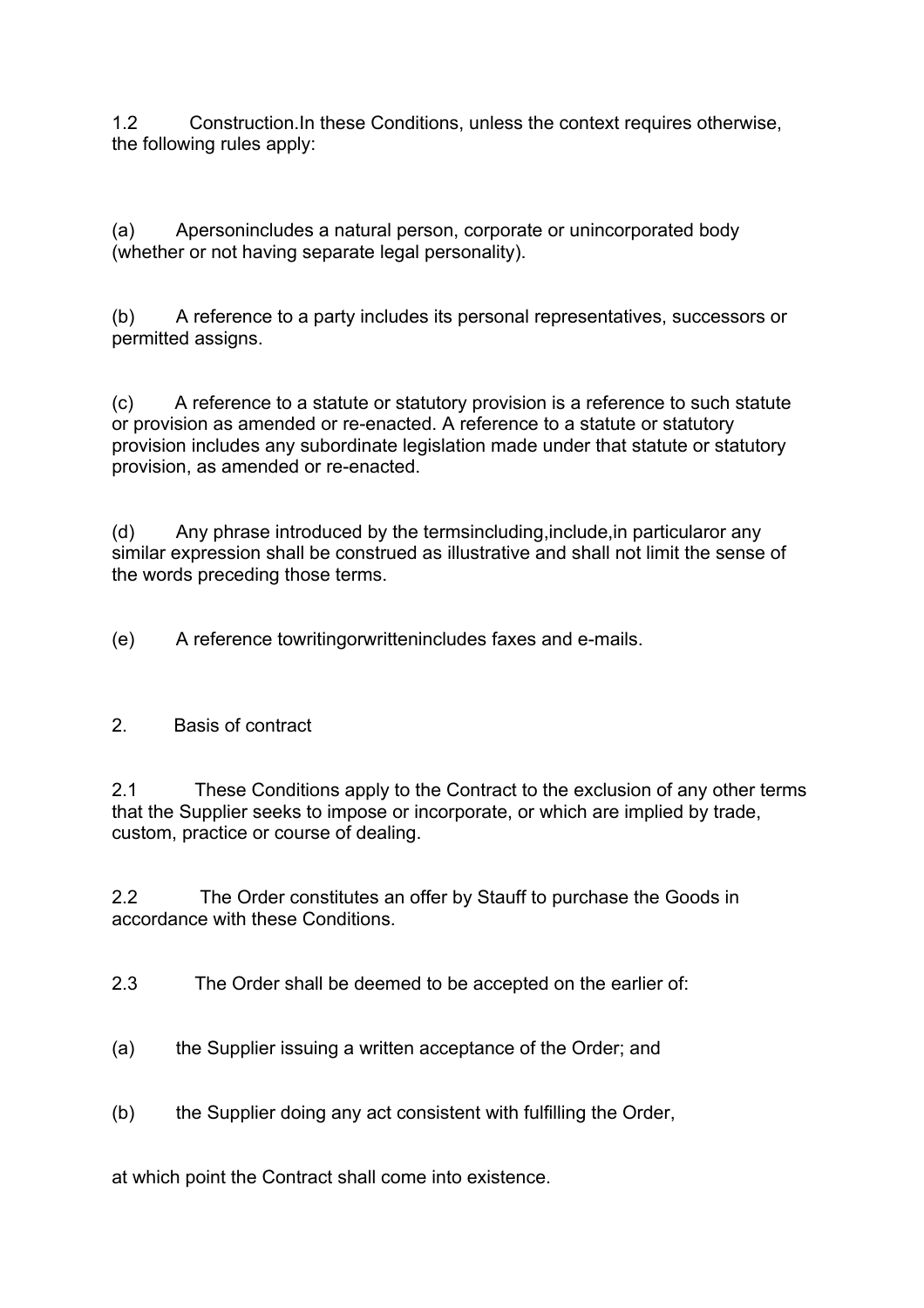1.2 Construction.In these Conditions, unless the context requires otherwise, the following rules apply:

(a) Apersonincludes a natural person, corporate or unincorporated body (whether or not having separate legal personality).

(b) A reference to a party includes its personal representatives, successors or permitted assigns.

(c) A reference to a statute or statutory provision is a reference to such statute or provision as amended or re-enacted. A reference to a statute or statutory provision includes any subordinate legislation made under that statute or statutory provision, as amended or re-enacted.

(d) Any phrase introduced by the termsincluding,include,in particularor any similar expression shall be construed as illustrative and shall not limit the sense of the words preceding those terms.

(e) A reference towritingorwrittenincludes faxes and e-mails.

## 2. Basis of contract

2.1 These Conditions apply to the Contract to the exclusion of any other terms that the Supplier seeks to impose or incorporate, or which are implied by trade, custom, practice or course of dealing.

2.2 The Order constitutes an offer by Stauff to purchase the Goods in accordance with these Conditions.

2.3 The Order shall be deemed to be accepted on the earlier of:

(a) the Supplier issuing a written acceptance of the Order; and

(b) the Supplier doing any act consistent with fulfilling the Order,

at which point the Contract shall come into existence.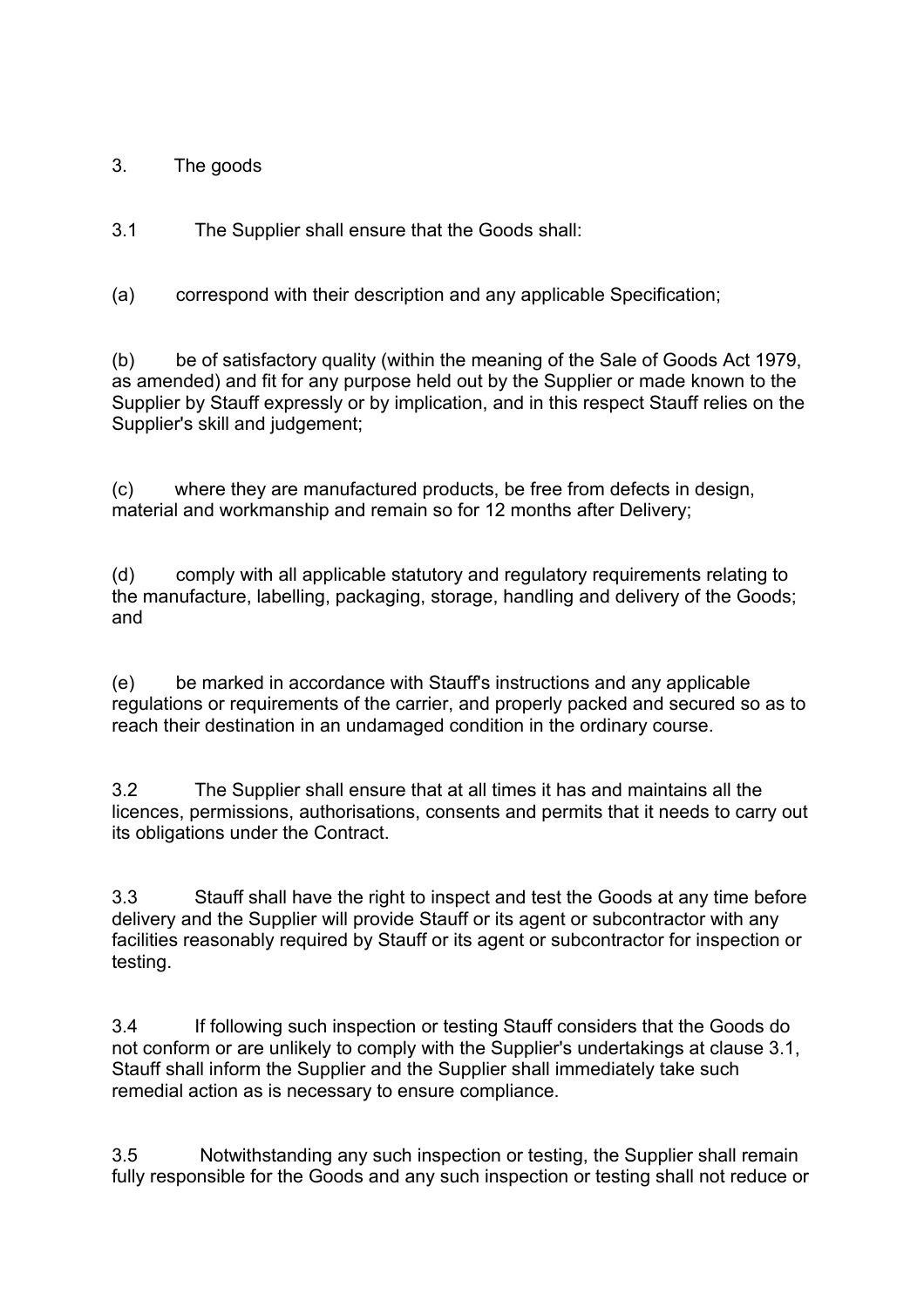## 3. The goods

3.1 The Supplier shall ensure that the Goods shall:

(a) correspond with their description and any applicable Specification;

(b) be of satisfactory quality (within the meaning of the Sale of Goods Act 1979, as amended) and fit for any purpose held out by the Supplier or made known to the Supplier by Stauff expressly or by implication, and in this respect Stauff relies on the Supplier's skill and judgement;

(c) where they are manufactured products, be free from defects in design, material and workmanship and remain so for 12 months after Delivery;

(d) comply with all applicable statutory and regulatory requirements relating to the manufacture, labelling, packaging, storage, handling and delivery of the Goods; and

(e) be marked in accordance with Stauff's instructions and any applicable regulations or requirements of the carrier, and properly packed and secured so as to reach their destination in an undamaged condition in the ordinary course.

3.2 The Supplier shall ensure that at all times it has and maintains all the licences, permissions, authorisations, consents and permits that it needs to carry out its obligations under the Contract.

3.3 Stauff shall have the right to inspect and test the Goods at any time before delivery and the Supplier will provide Stauff or its agent or subcontractor with any facilities reasonably required by Stauff or its agent or subcontractor for inspection or testing.

3.4 If following such inspection or testing Stauff considers that the Goods do not conform or are unlikely to comply with the Supplier's undertakings at clause 3.1, Stauff shall inform the Supplier and the Supplier shall immediately take such remedial action as is necessary to ensure compliance.

3.5 Notwithstanding any such inspection or testing, the Supplier shall remain fully responsible for the Goods and any such inspection or testing shall not reduce or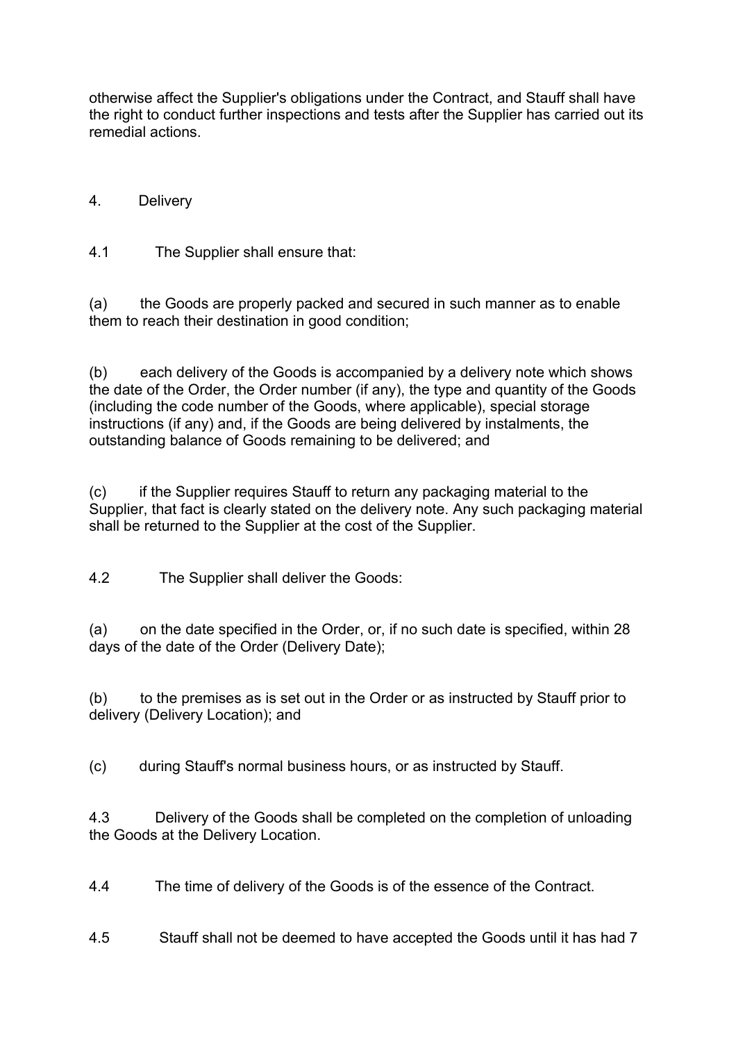otherwise affect the Supplier's obligations under the Contract, and Stauff shall have the right to conduct further inspections and tests after the Supplier has carried out its remedial actions.

## 4. Delivery

4.1 The Supplier shall ensure that:

(a) the Goods are properly packed and secured in such manner as to enable them to reach their destination in good condition;

(b) each delivery of the Goods is accompanied by a delivery note which shows the date of the Order, the Order number (if any), the type and quantity of the Goods (including the code number of the Goods, where applicable), special storage instructions (if any) and, if the Goods are being delivered by instalments, the outstanding balance of Goods remaining to be delivered; and

(c) if the Supplier requires Stauff to return any packaging material to the Supplier, that fact is clearly stated on the delivery note. Any such packaging material shall be returned to the Supplier at the cost of the Supplier.

4.2 The Supplier shall deliver the Goods:

(a) on the date specified in the Order, or, if no such date is specified, within 28 days of the date of the Order (Delivery Date);

(b) to the premises as is set out in the Order or as instructed by Stauff prior to delivery (Delivery Location); and

(c) during Stauff's normal business hours, or as instructed by Stauff.

4.3 Delivery of the Goods shall be completed on the completion of unloading the Goods at the Delivery Location.

4.4 The time of delivery of the Goods is of the essence of the Contract.

4.5 Stauff shall not be deemed to have accepted the Goods until it has had 7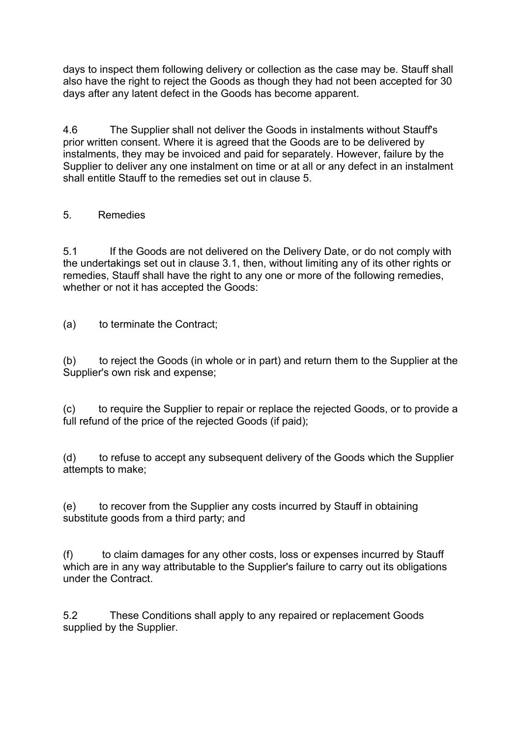days to inspect them following delivery or collection as the case may be. Stauff shall also have the right to reject the Goods as though they had not been accepted for 30 days after any latent defect in the Goods has become apparent.

4.6 The Supplier shall not deliver the Goods in instalments without Stauff's prior written consent. Where it is agreed that the Goods are to be delivered by instalments, they may be invoiced and paid for separately. However, failure by the Supplier to deliver any one instalment on time or at all or any defect in an instalment shall entitle Stauff to the remedies set out in clause 5.

## 5. Remedies

5.1 If the Goods are not delivered on the Delivery Date, or do not comply with the undertakings set out in clause 3.1, then, without limiting any of its other rights or remedies, Stauff shall have the right to any one or more of the following remedies, whether or not it has accepted the Goods:

(a) to terminate the Contract;

(b) to reject the Goods (in whole or in part) and return them to the Supplier at the Supplier's own risk and expense;

(c) to require the Supplier to repair or replace the rejected Goods, or to provide a full refund of the price of the rejected Goods (if paid);

(d) to refuse to accept any subsequent delivery of the Goods which the Supplier attempts to make;

(e) to recover from the Supplier any costs incurred by Stauff in obtaining substitute goods from a third party; and

(f) to claim damages for any other costs, loss or expenses incurred by Stauff which are in any way attributable to the Supplier's failure to carry out its obligations under the Contract.

5.2 These Conditions shall apply to any repaired or replacement Goods supplied by the Supplier.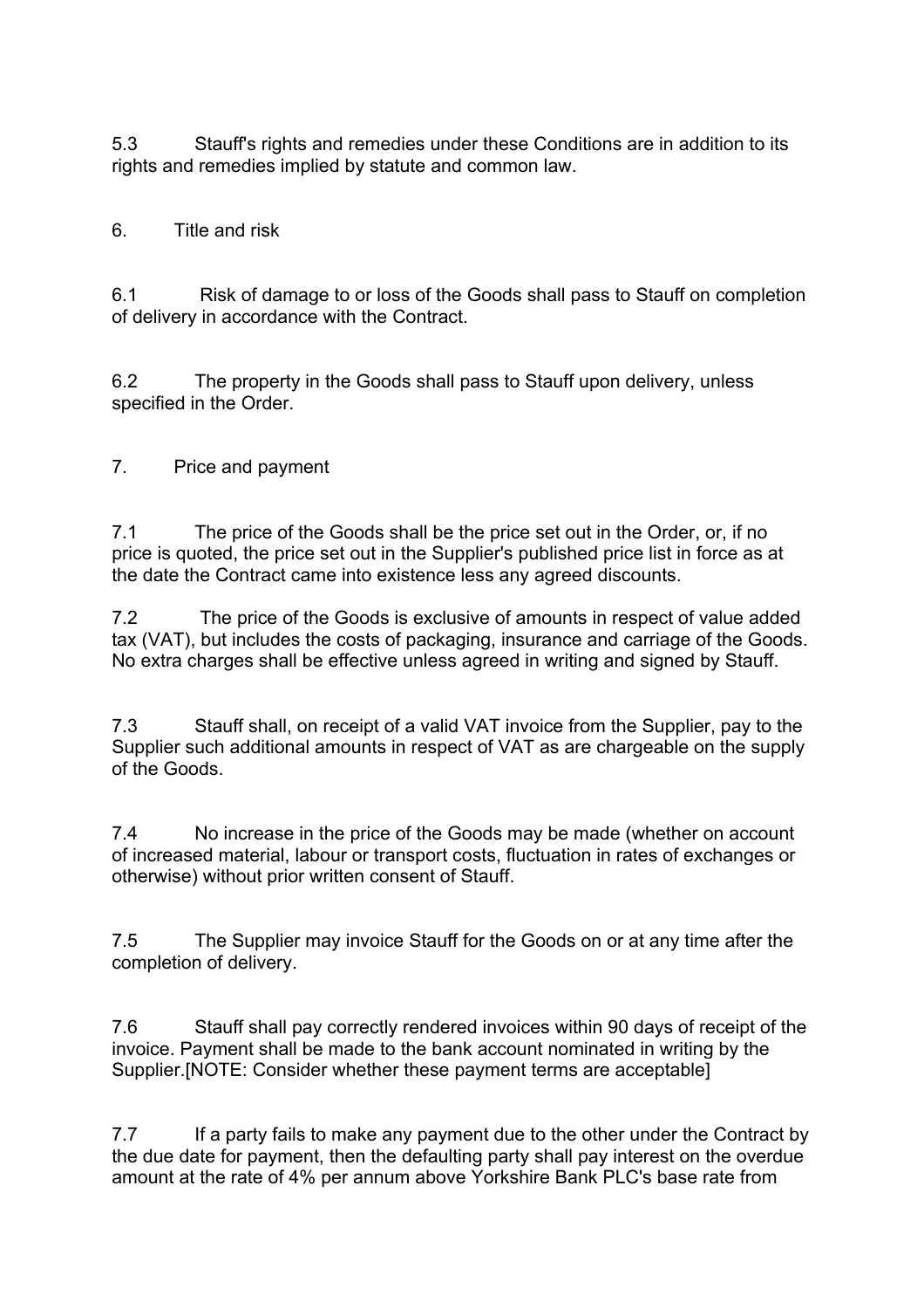5.3 Stauff's rights and remedies under these Conditions are in addition to its rights and remedies implied by statute and common law.

6. Title and risk

6.1 Risk of damage to or loss of the Goods shall pass to Stauff on completion of delivery in accordance with the Contract.

6.2 The property in the Goods shall pass to Stauff upon delivery, unless specified in the Order.

7. Price and payment

7.1 The price of the Goods shall be the price set out in the Order, or, if no price is quoted, the price set out in the Supplier's published price list in force as at the date the Contract came into existence less any agreed discounts.

7.2 The price of the Goods is exclusive of amounts in respect of value added tax (VAT), but includes the costs of packaging, insurance and carriage of the Goods. No extra charges shall be effective unless agreed in writing and signed by Stauff.

7.3 Stauff shall, on receipt of a valid VAT invoice from the Supplier, pay to the Supplier such additional amounts in respect of VAT as are chargeable on the supply of the Goods.

7.4 No increase in the price of the Goods may be made (whether on account of increased material, labour or transport costs, fluctuation in rates of exchanges or otherwise) without prior written consent of Stauff.

7.5 The Supplier may invoice Stauff for the Goods on or at any time after the completion of delivery.

7.6 Stauff shall pay correctly rendered invoices within 90 days of receipt of the invoice. Payment shall be made to the bank account nominated in writing by the Supplier.[NOTE: Consider whether these payment terms are acceptable]

7.7 If a party fails to make any payment due to the other under the Contract by the due date for payment, then the defaulting party shall pay interest on the overdue amount at the rate of 4% per annum above Yorkshire Bank PLC's base rate from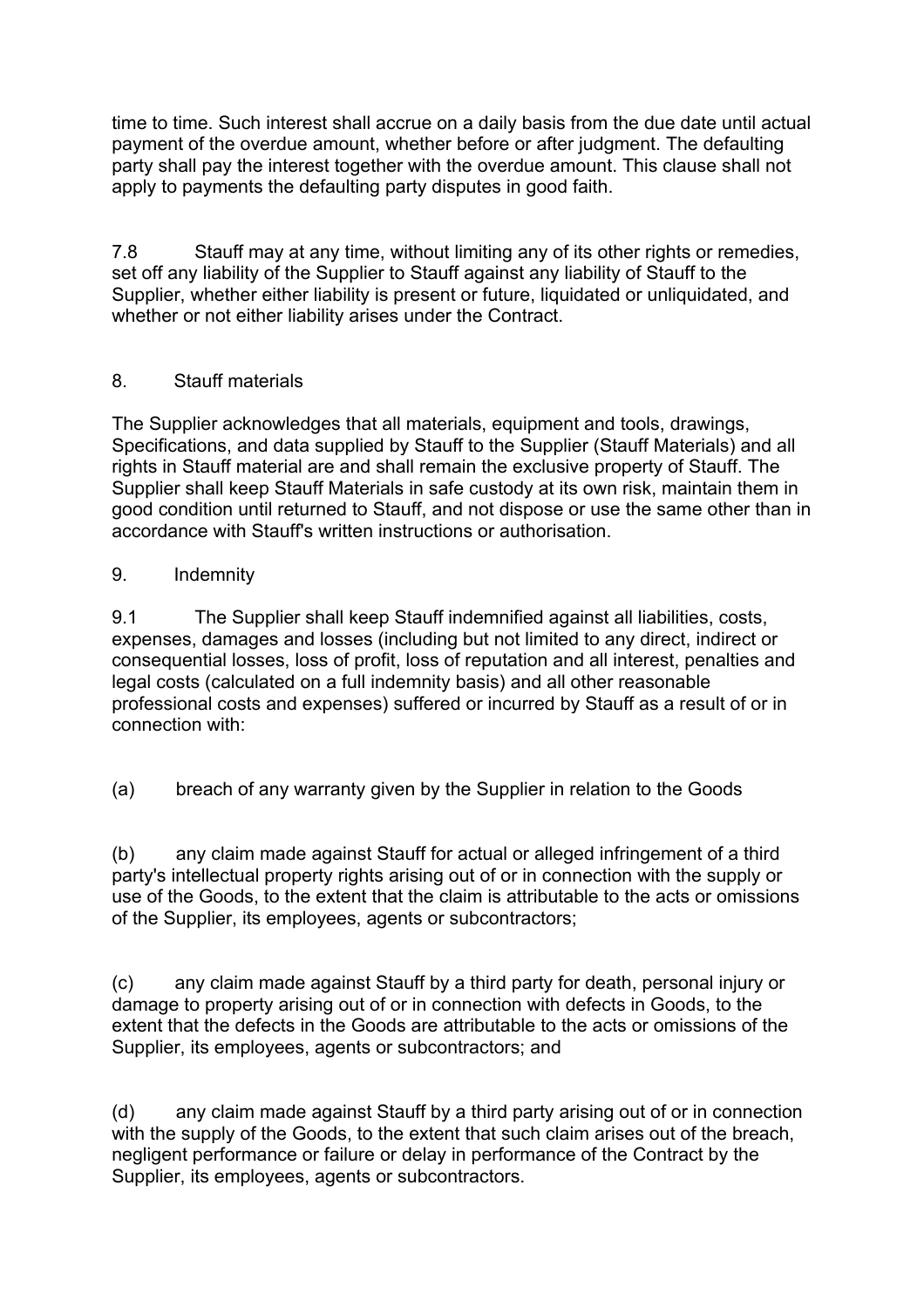time to time. Such interest shall accrue on a daily basis from the due date until actual payment of the overdue amount, whether before or after judgment. The defaulting party shall pay the interest together with the overdue amount. This clause shall not apply to payments the defaulting party disputes in good faith.

7.8 Stauff may at any time, without limiting any of its other rights or remedies, set off any liability of the Supplier to Stauff against any liability of Stauff to the Supplier, whether either liability is present or future, liquidated or unliquidated, and whether or not either liability arises under the Contract.

## 8. Stauff materials

The Supplier acknowledges that all materials, equipment and tools, drawings, Specifications, and data supplied by Stauff to the Supplier (Stauff Materials) and all rights in Stauff material are and shall remain the exclusive property of Stauff. The Supplier shall keep Stauff Materials in safe custody at its own risk, maintain them in good condition until returned to Stauff, and not dispose or use the same other than in accordance with Stauff's written instructions or authorisation.

## 9. Indemnity

9.1 The Supplier shall keep Stauff indemnified against all liabilities, costs, expenses, damages and losses (including but not limited to any direct, indirect or consequential losses, loss of profit, loss of reputation and all interest, penalties and legal costs (calculated on a full indemnity basis) and all other reasonable professional costs and expenses) suffered or incurred by Stauff as a result of or in connection with:

(a) breach of any warranty given by the Supplier in relation to the Goods

(b) any claim made against Stauff for actual or alleged infringement of a third party's intellectual property rights arising out of or in connection with the supply or use of the Goods, to the extent that the claim is attributable to the acts or omissions of the Supplier, its employees, agents or subcontractors;

(c) any claim made against Stauff by a third party for death, personal injury or damage to property arising out of or in connection with defects in Goods, to the extent that the defects in the Goods are attributable to the acts or omissions of the Supplier, its employees, agents or subcontractors; and

(d) any claim made against Stauff by a third party arising out of or in connection with the supply of the Goods, to the extent that such claim arises out of the breach, negligent performance or failure or delay in performance of the Contract by the Supplier, its employees, agents or subcontractors.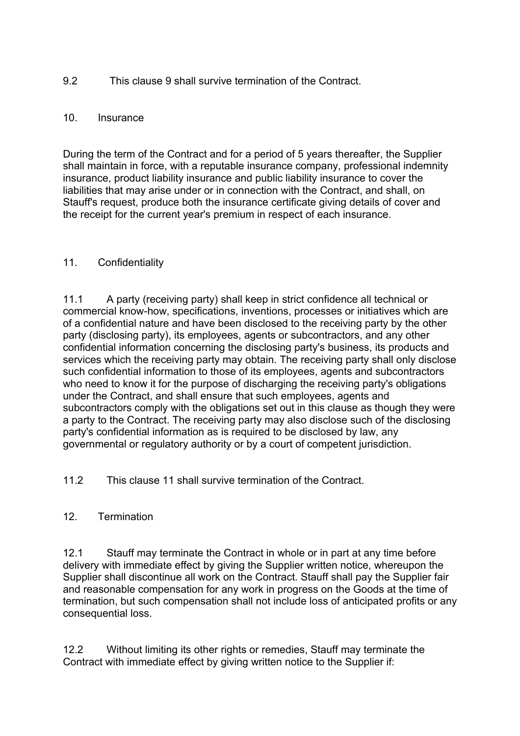9.2 This clause 9 shall survive termination of the Contract.

## 10. Insurance

During the term of the Contract and for a period of 5 years thereafter, the Supplier shall maintain in force, with a reputable insurance company, professional indemnity insurance, product liability insurance and public liability insurance to cover the liabilities that may arise under or in connection with the Contract, and shall, on Stauff's request, produce both the insurance certificate giving details of cover and the receipt for the current year's premium in respect of each insurance.

## 11. Confidentiality

11.1 A party (receiving party) shall keep in strict confidence all technical or commercial know-how, specifications, inventions, processes or initiatives which are of a confidential nature and have been disclosed to the receiving party by the other party (disclosing party), its employees, agents or subcontractors, and any other confidential information concerning the disclosing party's business, its products and services which the receiving party may obtain. The receiving party shall only disclose such confidential information to those of its employees, agents and subcontractors who need to know it for the purpose of discharging the receiving party's obligations under the Contract, and shall ensure that such employees, agents and subcontractors comply with the obligations set out in this clause as though they were a party to the Contract. The receiving party may also disclose such of the disclosing party's confidential information as is required to be disclosed by law, any governmental or regulatory authority or by a court of competent jurisdiction.

11.2 This clause 11 shall survive termination of the Contract.

## 12. Termination

12.1 Stauff may terminate the Contract in whole or in part at any time before delivery with immediate effect by giving the Supplier written notice, whereupon the Supplier shall discontinue all work on the Contract. Stauff shall pay the Supplier fair and reasonable compensation for any work in progress on the Goods at the time of termination, but such compensation shall not include loss of anticipated profits or any consequential loss.

12.2 Without limiting its other rights or remedies, Stauff may terminate the Contract with immediate effect by giving written notice to the Supplier if: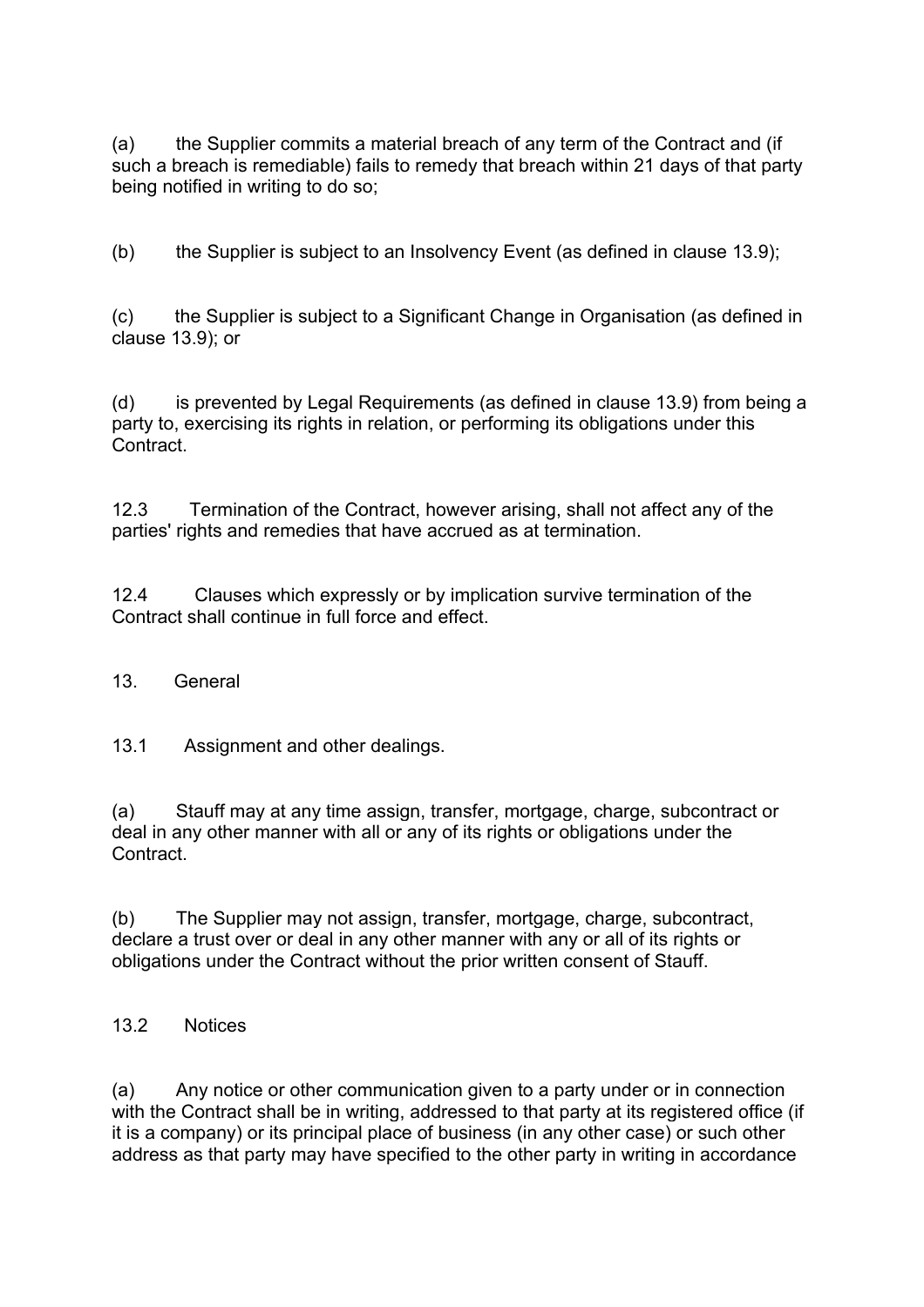(a) the Supplier commits a material breach of any term of the Contract and (if such a breach is remediable) fails to remedy that breach within 21 days of that party being notified in writing to do so;

(b) the Supplier is subject to an Insolvency Event (as defined in clause 13.9);

(c) the Supplier is subject to a Significant Change in Organisation (as defined in clause 13.9); or

(d) is prevented by Legal Requirements (as defined in clause 13.9) from being a party to, exercising its rights in relation, or performing its obligations under this Contract.

12.3 Termination of the Contract, however arising, shall not affect any of the parties' rights and remedies that have accrued as at termination.

12.4 Clauses which expressly or by implication survive termination of the Contract shall continue in full force and effect.

13. General

13.1 Assignment and other dealings.

(a) Stauff may at any time assign, transfer, mortgage, charge, subcontract or deal in any other manner with all or any of its rights or obligations under the Contract.

(b) The Supplier may not assign, transfer, mortgage, charge, subcontract, declare a trust over or deal in any other manner with any or all of its rights or obligations under the Contract without the prior written consent of Stauff.

13.2 Notices

(a) Any notice or other communication given to a party under or in connection with the Contract shall be in writing, addressed to that party at its registered office (if it is a company) or its principal place of business (in any other case) or such other address as that party may have specified to the other party in writing in accordance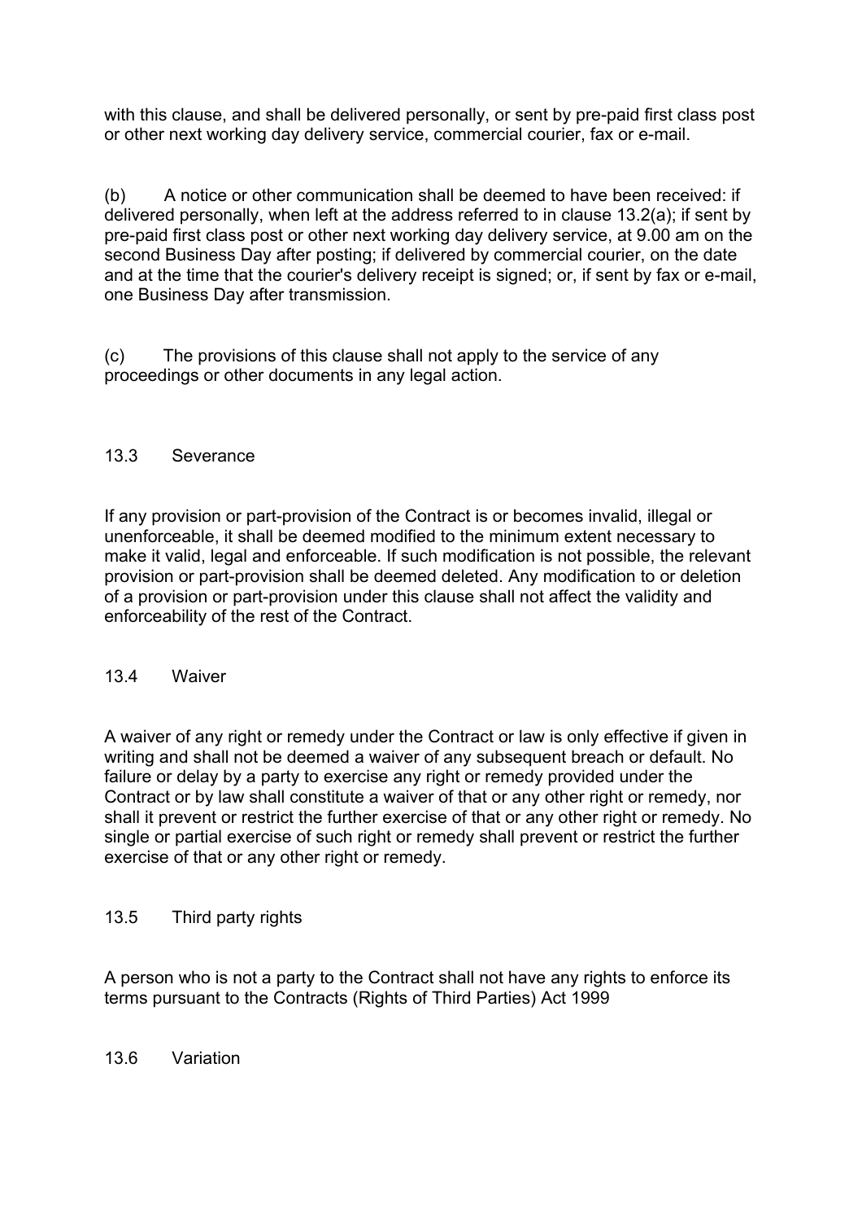with this clause, and shall be delivered personally, or sent by pre-paid first class post or other next working day delivery service, commercial courier, fax or e-mail.

(b) A notice or other communication shall be deemed to have been received: if delivered personally, when left at the address referred to in clause 13.2(a); if sent by pre-paid first class post or other next working day delivery service, at 9.00 am on the second Business Day after posting; if delivered by commercial courier, on the date and at the time that the courier's delivery receipt is signed; or, if sent by fax or e-mail, one Business Day after transmission.

(c) The provisions of this clause shall not apply to the service of any proceedings or other documents in any legal action.

### 13.3 Severance

If any provision or part-provision of the Contract is or becomes invalid, illegal or unenforceable, it shall be deemed modified to the minimum extent necessary to make it valid, legal and enforceable. If such modification is not possible, the relevant provision or part-provision shall be deemed deleted. Any modification to or deletion of a provision or part-provision under this clause shall not affect the validity and enforceability of the rest of the Contract.

### 13.4 Waiver

A waiver of any right or remedy under the Contract or law is only effective if given in writing and shall not be deemed a waiver of any subsequent breach or default. No failure or delay by a party to exercise any right or remedy provided under the Contract or by law shall constitute a waiver of that or any other right or remedy, nor shall it prevent or restrict the further exercise of that or any other right or remedy. No single or partial exercise of such right or remedy shall prevent or restrict the further exercise of that or any other right or remedy.

### 13.5 Third party rights

A person who is not a party to the Contract shall not have any rights to enforce its terms pursuant to the Contracts (Rights of Third Parties) Act 1999

### 13.6 Variation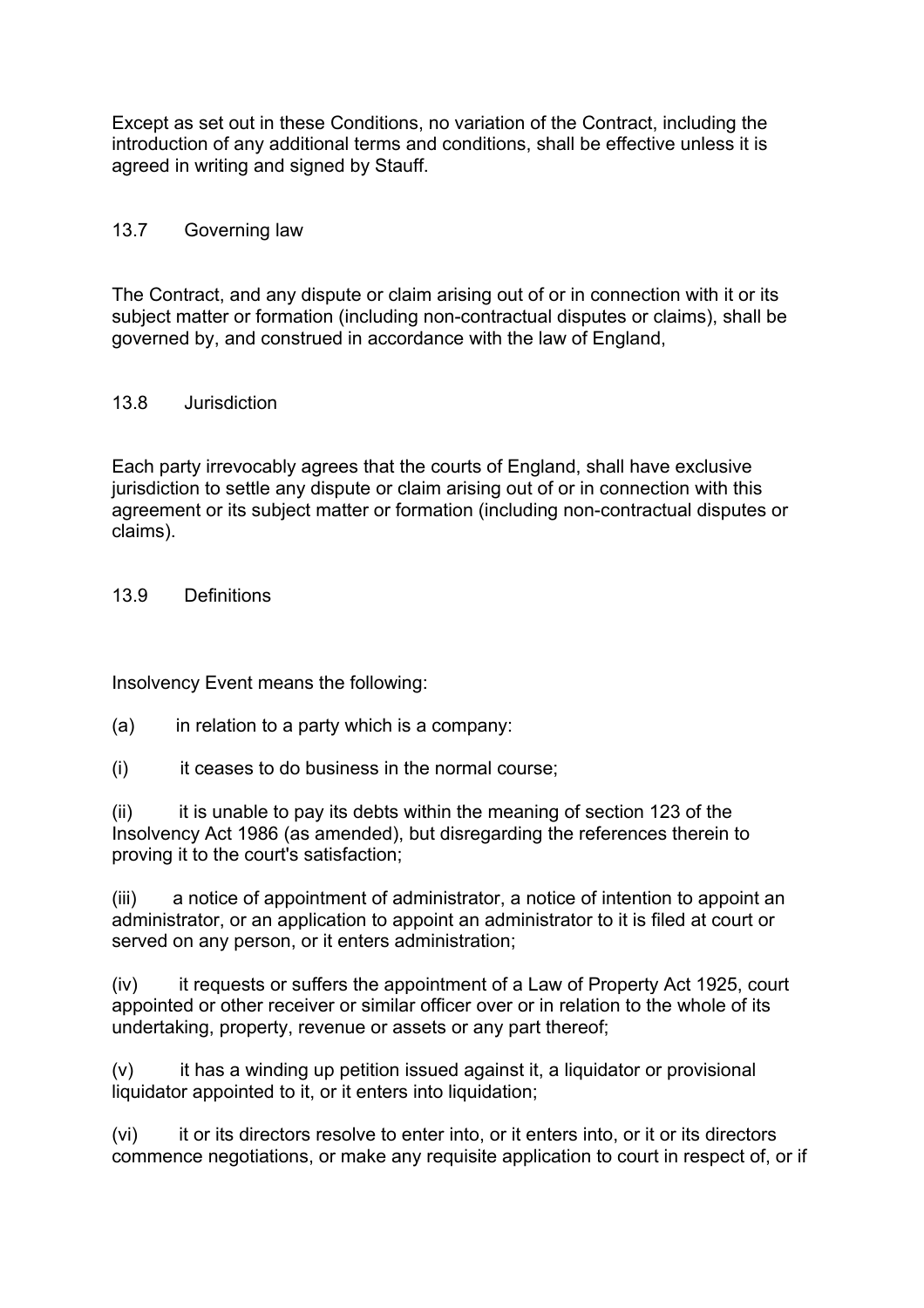Except as set out in these Conditions, no variation of the Contract, including the introduction of any additional terms and conditions, shall be effective unless it is agreed in writing and signed by Stauff.

### 13.7 Governing law

The Contract, and any dispute or claim arising out of or in connection with it or its subject matter or formation (including non-contractual disputes or claims), shall be governed by, and construed in accordance with the law of England,

### 13.8 Jurisdiction

Each party irrevocably agrees that the courts of England, shall have exclusive jurisdiction to settle any dispute or claim arising out of or in connection with this agreement or its subject matter or formation (including non-contractual disputes or claims).

### 13.9 Definitions

Insolvency Event means the following:

(a) in relation to a party which is a company:

(i) it ceases to do business in the normal course;

(ii) it is unable to pay its debts within the meaning of section 123 of the Insolvency Act 1986 (as amended), but disregarding the references therein to proving it to the court's satisfaction;

(iii) a notice of appointment of administrator, a notice of intention to appoint an administrator, or an application to appoint an administrator to it is filed at court or served on any person, or it enters administration;

(iv) it requests or suffers the appointment of a Law of Property Act 1925, court appointed or other receiver or similar officer over or in relation to the whole of its undertaking, property, revenue or assets or any part thereof;

(v) it has a winding up petition issued against it, a liquidator or provisional liquidator appointed to it, or it enters into liquidation;

(vi) it or its directors resolve to enter into, or it enters into, or it or its directors commence negotiations, or make any requisite application to court in respect of, or if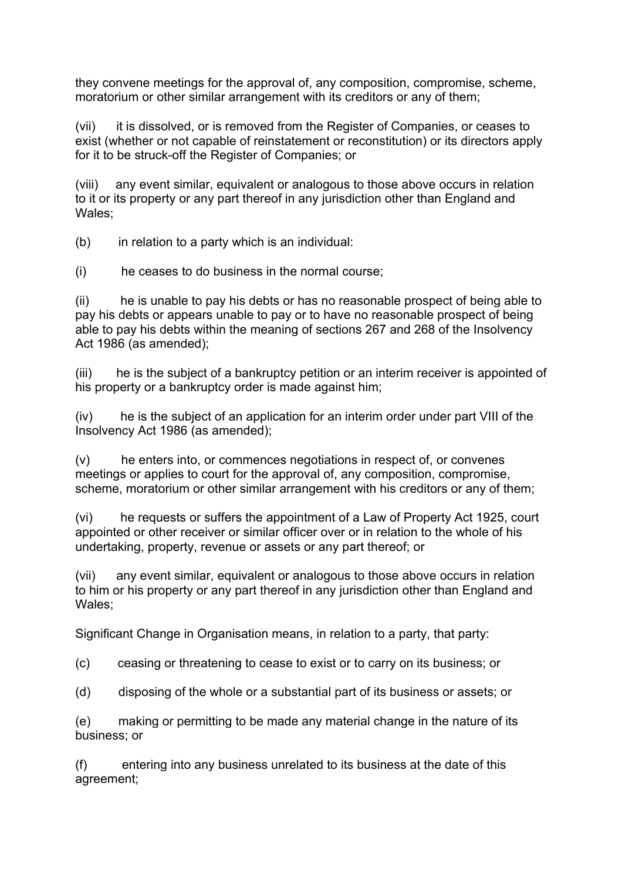they convene meetings for the approval of, any composition, compromise, scheme, moratorium or other similar arrangement with its creditors or any of them;

(vii) it is dissolved, or is removed from the Register of Companies, or ceases to exist (whether or not capable of reinstatement or reconstitution) or its directors apply for it to be struck-off the Register of Companies; or

(viii) any event similar, equivalent or analogous to those above occurs in relation to it or its property or any part thereof in any jurisdiction other than England and Wales;

(b) in relation to a party which is an individual:

(i) he ceases to do business in the normal course;

(ii) he is unable to pay his debts or has no reasonable prospect of being able to pay his debts or appears unable to pay or to have no reasonable prospect of being able to pay his debts within the meaning of sections 267 and 268 of the Insolvency Act 1986 (as amended);

(iii) he is the subject of a bankruptcy petition or an interim receiver is appointed of his property or a bankruptcy order is made against him;

(iv) he is the subject of an application for an interim order under part VIII of the Insolvency Act 1986 (as amended);

(v) he enters into, or commences negotiations in respect of, or convenes meetings or applies to court for the approval of, any composition, compromise, scheme, moratorium or other similar arrangement with his creditors or any of them;

(vi) he requests or suffers the appointment of a Law of Property Act 1925, court appointed or other receiver or similar officer over or in relation to the whole of his undertaking, property, revenue or assets or any part thereof; or

(vii) any event similar, equivalent or analogous to those above occurs in relation to him or his property or any part thereof in any jurisdiction other than England and Wales;

Significant Change in Organisation means, in relation to a party, that party:

(c) ceasing or threatening to cease to exist or to carry on its business; or

(d) disposing of the whole or a substantial part of its business or assets; or

(e) making or permitting to be made any material change in the nature of its business; or

(f) entering into any business unrelated to its business at the date of this agreement;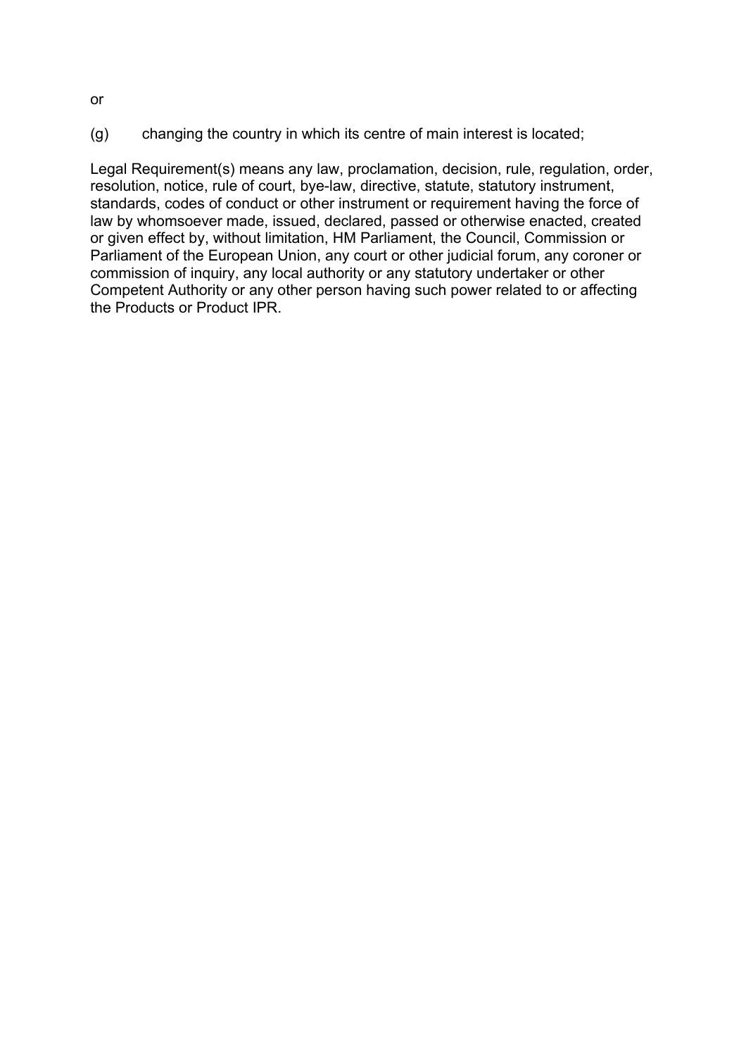or

(g) changing the country in which its centre of main interest is located;

Legal Requirement(s) means any law, proclamation, decision, rule, regulation, order, resolution, notice, rule of court, bye-law, directive, statute, statutory instrument, standards, codes of conduct or other instrument or requirement having the force of law by whomsoever made, issued, declared, passed or otherwise enacted, created or given effect by, without limitation, HM Parliament, the Council, Commission or Parliament of the European Union, any court or other judicial forum, any coroner or commission of inquiry, any local authority or any statutory undertaker or other Competent Authority or any other person having such power related to or affecting the Products or Product IPR.